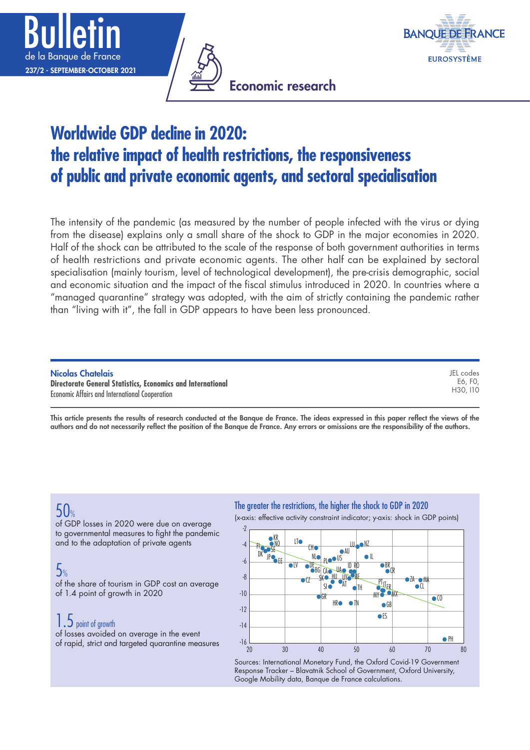# Bulletin de la Banque de France

237/2 - SEPTEMBER-OCTOBER 2021

Economic research

# Worldwide GDP decline in 2020: the relative impact of health restrictions, the responsiveness of public and private economic agents, and sectoral specialisation

The intensity of the pandemic (as measured by the number of people infected with the virus or dying from the disease) explains only a small share of the shock to GDP in the major economies in 2020. Half of the shock can be attributed to the scale of the response of both government authorities in terms of health restrictions and private economic agents. The other half can be explained by sectoral specialisation (mainly tourism, level of technological development), the pre-crisis demographic, social and economic situation and the impact of the fiscal stimulus introduced in 2020. In countries where a "managed quarantine" strategy was adopted, with the aim of strictly containing the pandemic rather than "living with it", the fall in GDP appears to have been less pronounced.

**Nicolas Chatelais**
**Directorate General Statistics, Economics and International**
Economic Affairs and International Cooperation

JEL codes
E6, F0,
H30, I10

**This article presents the results of research conducted at the Banque de France. The ideas expressed in this paper reflect the views of the authors and do not necessarily reflect the position of the Banque de France. Any errors or omissions are the responsibility of the authors.**

**50%**
of GDP losses in 2020 were due on average to governmental measures to fight the pandemic and to the adaptation of private agents

**5%**
of the share of tourism in GDP cost an average of 1.4 point of growth in 2020

**1.5 point of growth**
of losses avoided on average in the event of rapid, strict and targeted quarantine measures

**The greater the restrictions, the higher the shock to GDP in 2020**

(x-axis: effective activity constraint indicator; y-axis: shock in GDP points)

Sources: International Monetary Fund, the Oxford Covid-19 Government Response Tracker – Blavatnik School of Government, Oxford University, Google Mobility data, Banque de France calculations.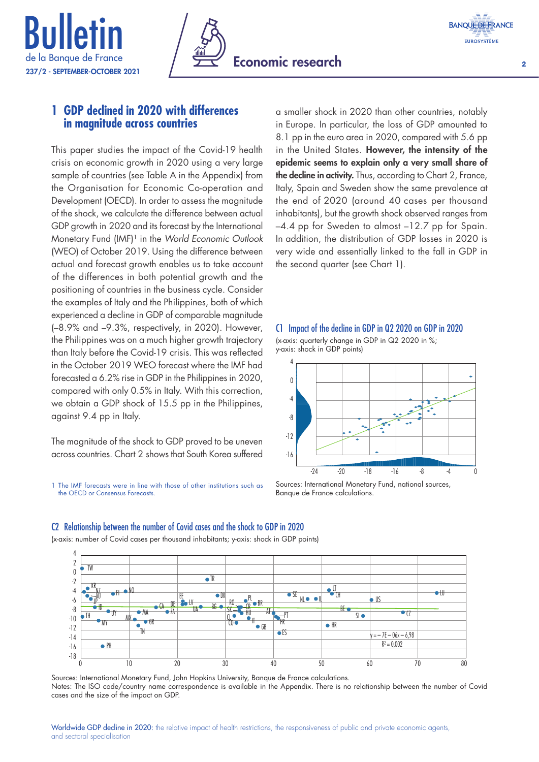## 1 GDP declined in 2020 with differences in magnitude across countries

This paper studies the impact of the Covid-19 health crisis on economic growth in 2020 using a very large sample of countries (see Table A in the Appendix) from the Organisation for Economic Co-operation and Development (OECD). In order to assess the magnitude of the shock, we calculate the difference between actual GDP growth in 2020 and its forecast by the International Monetary Fund (IMF)[1] in the *World Economic Outlook* (WEO) of October 2019. Using the difference between actual and forecast growth enables us to take account of the differences in both potential growth and the positioning of countries in the business cycle. Consider the examples of Italy and the Philippines, both of which experienced a decline in GDP of comparable magnitude (–8.9% and –9.3%, respectively, in 2020). However, the Philippines was on a much higher growth trajectory than Italy before the Covid-19 crisis. This was reflected in the October 2019 WEO forecast where the IMF had forecasted a 6.2% rise in GDP in the Philippines in 2020, compared with only 0.5% in Italy. With this correction, we obtain a GDP shock of 15.5 pp in the Philippines, against 9.4 pp in Italy.

The magnitude of the shock to GDP proved to be uneven across countries. Chart 2 shows that South Korea suffered a smaller shock in 2020 than other countries, notably in Europe. In particular, the loss of GDP amounted to 8.1 pp in the euro area in 2020, compared with 5.6 pp in the United States. **However, the intensity of the epidemic seems to explain only a very small share of the decline in activity.** Thus, according to Chart 2, France, Italy, Spain and Sweden show the same prevalence at the end of 2020 (around 40 cases per thousand inhabitants), but the growth shock observed ranges from –4.4 pp for Sweden to almost –12.7 pp for Spain. In addition, the distribution of GDP losses in 2020 is very wide and essentially linked to the fall in GDP in the second quarter (see Chart 1).

1 The IMF forecasts were in line with those of other institutions such as the OECD or Consensus Forecasts.

### C1 Impact of the decline in GDP in Q2 2020 on GDP in 2020

(x-axis: quarterly change in GDP in Q2 2020 in %; y-axis: shock in GDP points)

Sources: International Monetary Fund, national sources, Banque de France calculations.

### C2 Relationship between the number of Covid cases and the shock to GDP in 2020

(x-axis: number of Covid cases per thousand inhabitants; y-axis: shock in GDP points)

$y = -7E-06x - 6{,}98$

$R^2 = 0{,}002$

Sources: International Monetary Fund, John Hopkins University, Banque de France calculations.

Notes: The ISO code/country name correspondence is available in the Appendix. There is no relationship between the number of Covid cases and the size of the impact on GDP.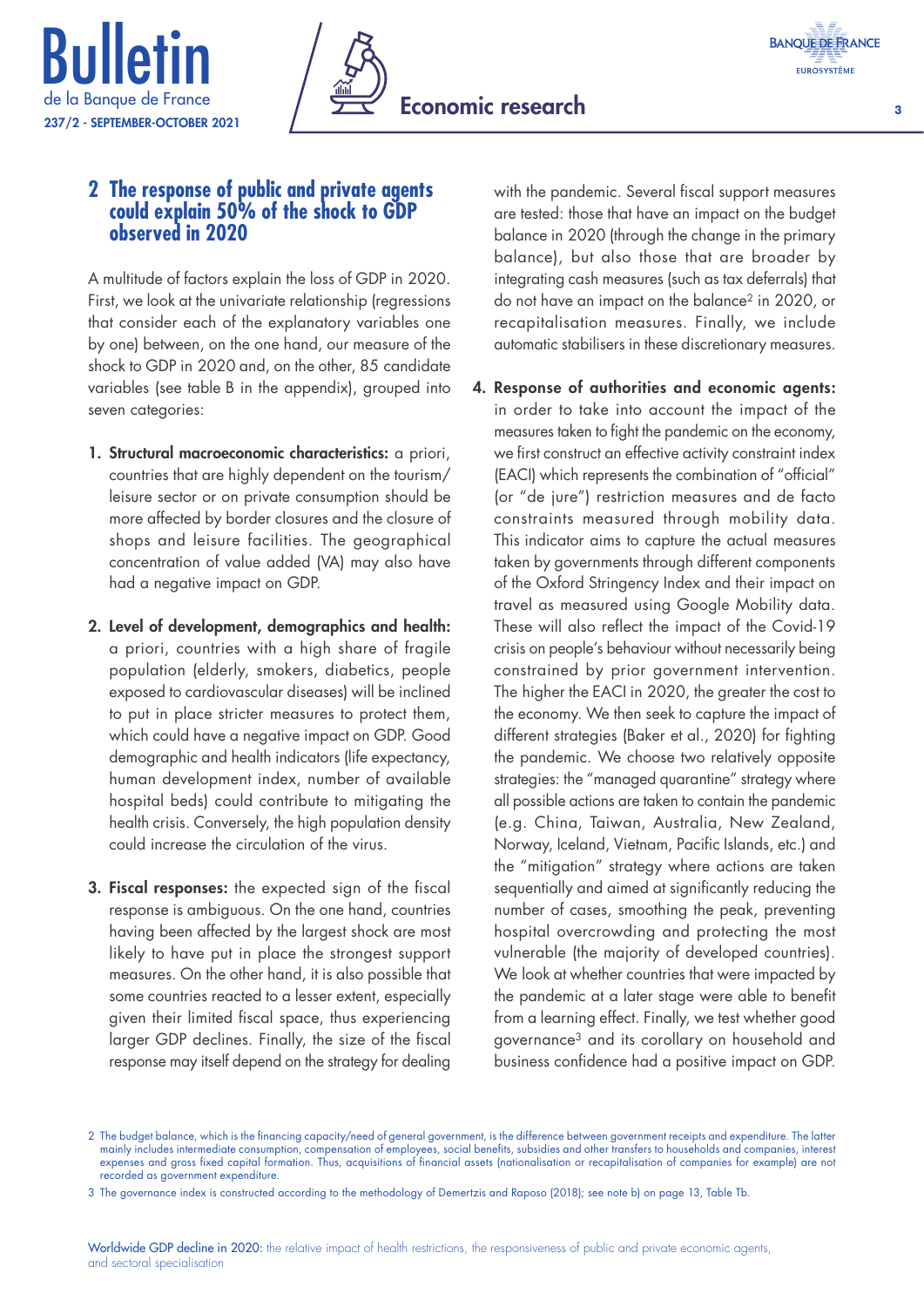## 2 The response of public and private agents could explain 50% of the shock to GDP observed in 2020

A multitude of factors explain the loss of GDP in 2020. First, we look at the univariate relationship (regressions that consider each of the explanatory variables one by one) between, on the one hand, our measure of the shock to GDP in 2020 and, on the other, 85 candidate variables (see table B in the appendix), grouped into seven categories:

1. **Structural macroeconomic characteristics:** a priori, countries that are highly dependent on the tourism/leisure sector or on private consumption should be more affected by border closures and the closure of shops and leisure facilities. The geographical concentration of value added (VA) may also have had a negative impact on GDP.

2. **Level of development, demographics and health:** a priori, countries with a high share of fragile population (elderly, smokers, diabetics, people exposed to cardiovascular diseases) will be inclined to put in place stricter measures to protect them, which could have a negative impact on GDP. Good demographic and health indicators (life expectancy, human development index, number of available hospital beds) could contribute to mitigating the health crisis. Conversely, the high population density could increase the circulation of the virus.

3. **Fiscal responses:** the expected sign of the fiscal response is ambiguous. On the one hand, countries having been affected by the largest shock are most likely to have put in place the strongest support measures. On the other hand, it is also possible that some countries reacted to a lesser extent, especially given their limited fiscal space, thus experiencing larger GDP declines. Finally, the size of the fiscal response may itself depend on the strategy for dealing with the pandemic. Several fiscal support measures are tested: those that have an impact on the budget balance in 2020 (through the change in the primary balance), but also those that are broader by integrating cash measures (such as tax deferrals) that do not have an impact on the balance[2] in 2020, or recapitalisation measures. Finally, we include automatic stabilisers in these discretionary measures.

4. **Response of authorities and economic agents:** in order to take into account the impact of the measures taken to fight the pandemic on the economy, we first construct an effective activity constraint index (EACI) which represents the combination of "official" (or "de jure") restriction measures and de facto constraints measured through mobility data. This indicator aims to capture the actual measures taken by governments through different components of the Oxford Stringency Index and their impact on travel as measured using Google Mobility data. These will also reflect the impact of the Covid-19 crisis on people's behaviour without necessarily being constrained by prior government intervention. The higher the EACI in 2020, the greater the cost to the economy. We then seek to capture the impact of different strategies (Baker et al., 2020) for fighting the pandemic. We choose two relatively opposite strategies: the "managed quarantine" strategy where all possible actions are taken to contain the pandemic (e.g. China, Taiwan, Australia, New Zealand, Norway, Iceland, Vietnam, Pacific Islands, etc.) and the "mitigation" strategy where actions are taken sequentially and aimed at significantly reducing the number of cases, smoothing the peak, preventing hospital overcrowding and protecting the most vulnerable (the majority of developed countries). We look at whether countries that were impacted by the pandemic at a later stage were able to benefit from a learning effect. Finally, we test whether good governance[3] and its corollary on household and business confidence had a positive impact on GDP.

[2] The budget balance, which is the financing capacity/need of general government, is the difference between government receipts and expenditure. The latter mainly includes intermediate consumption, compensation of employees, social benefits, subsidies and other transfers to households and companies, interest expenses and gross fixed capital formation. Thus, acquisitions of financial assets (nationalisation or recapitalisation of companies for example) are not recorded as government expenditure.

[3] The governance index is constructed according to the methodology of Demertzis and Raposo (2018); see note b) on page 13, Table Tb.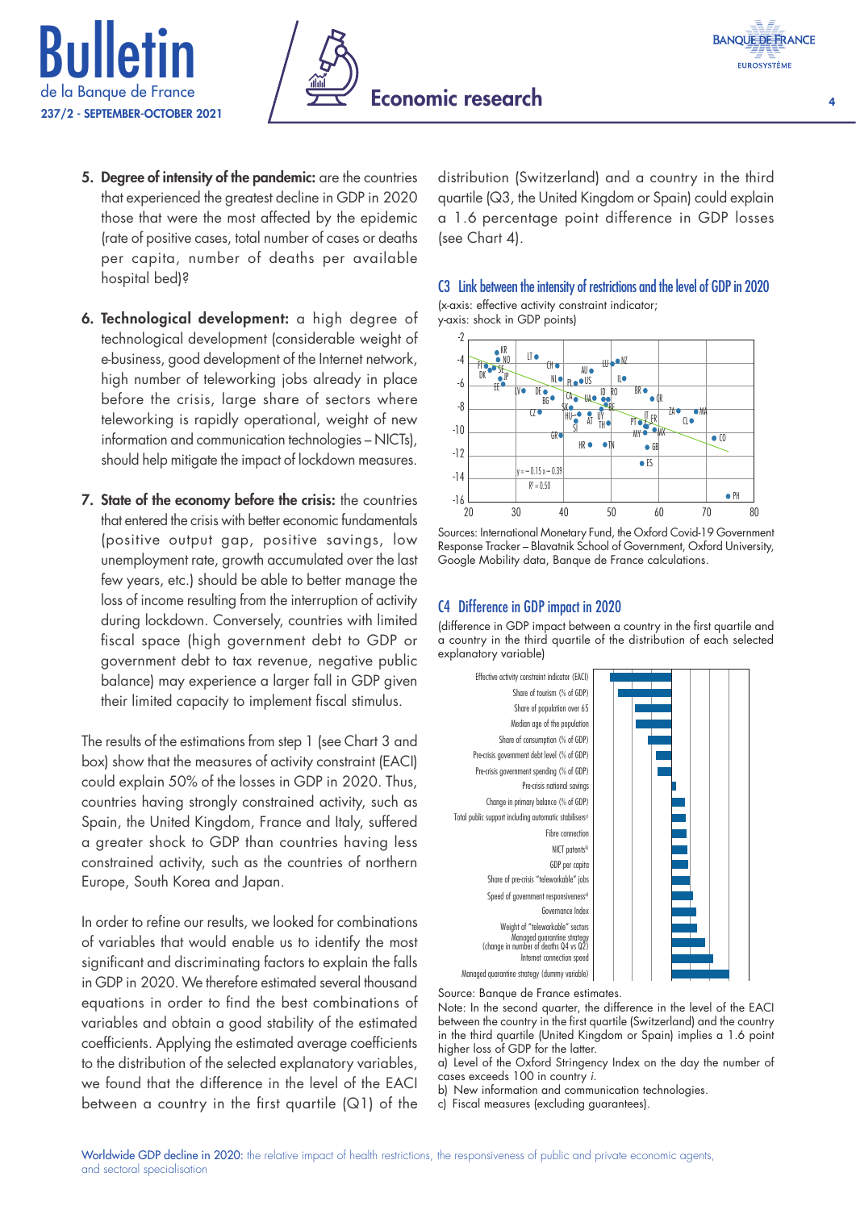5. **Degree of intensity of the pandemic:** are the countries that experienced the greatest decline in GDP in 2020 those that were the most affected by the epidemic (rate of positive cases, total number of cases or deaths per capita, number of deaths per available hospital bed)?

6. **Technological development:** a high degree of technological development (considerable weight of e-business, good development of the Internet network, high number of teleworking jobs already in place before the crisis, large share of sectors where teleworking is rapidly operational, weight of new information and communication technologies – NICTs), should help mitigate the impact of lockdown measures.

7. **State of the economy before the crisis:** the countries that entered the crisis with better economic fundamentals (positive output gap, positive savings, low unemployment rate, growth accumulated over the last few years, etc.) should be able to better manage the loss of income resulting from the interruption of activity during lockdown. Conversely, countries with limited fiscal space (high government debt to GDP or government debt to tax revenue, negative public balance) may experience a larger fall in GDP given their limited capacity to implement fiscal stimulus.

The results of the estimations from step 1 (see Chart 3 and box) show that the measures of activity constraint (EACI) could explain 50% of the losses in GDP in 2020. Thus, countries having strongly constrained activity, such as Spain, the United Kingdom, France and Italy, suffered a greater shock to GDP than countries having less constrained activity, such as the countries of northern Europe, South Korea and Japan.

In order to refine our results, we looked for combinations of variables that would enable us to identify the most significant and discriminating factors to explain the falls in GDP in 2020. We therefore estimated several thousand equations in order to find the best combinations of variables and obtain a good stability of the estimated coefficients. Applying the estimated average coefficients to the distribution of the selected explanatory variables, we found that the difference in the level of the EACI between a country in the first quartile (Q1) of the distribution (Switzerland) and a country in the third quartile (Q3, the United Kingdom or Spain) could explain a 1.6 percentage point difference in GDP losses (see Chart 4).

## C3 Link between the intensity of restrictions and the level of GDP in 2020

(x-axis: effective activity constraint indicator; y-axis: shock in GDP points)

$y = -0.15x - 0.39$

$R^2 = 0.50$

Sources: International Monetary Fund, the Oxford Covid-19 Government Response Tracker – Blavatnik School of Government, Oxford University, Google Mobility data, Banque de France calculations.

## C4 Difference in GDP impact in 2020

(difference in GDP impact between a country in the first quartile and a country in the third quartile of the distribution of each selected explanatory variable)

Source: Banque de France estimates.

Note: In the second quarter, the difference in the level of the EACI between the country in the first quartile (Switzerland) and the country in the third quartile (United Kingdom or Spain) implies a 1.6 point higher loss of GDP for the latter.

a) Level of the Oxford Stringency Index on the day the number of cases exceeds 100 in country *i*.

b) New information and communication technologies.

c) Fiscal measures (excluding guarantees).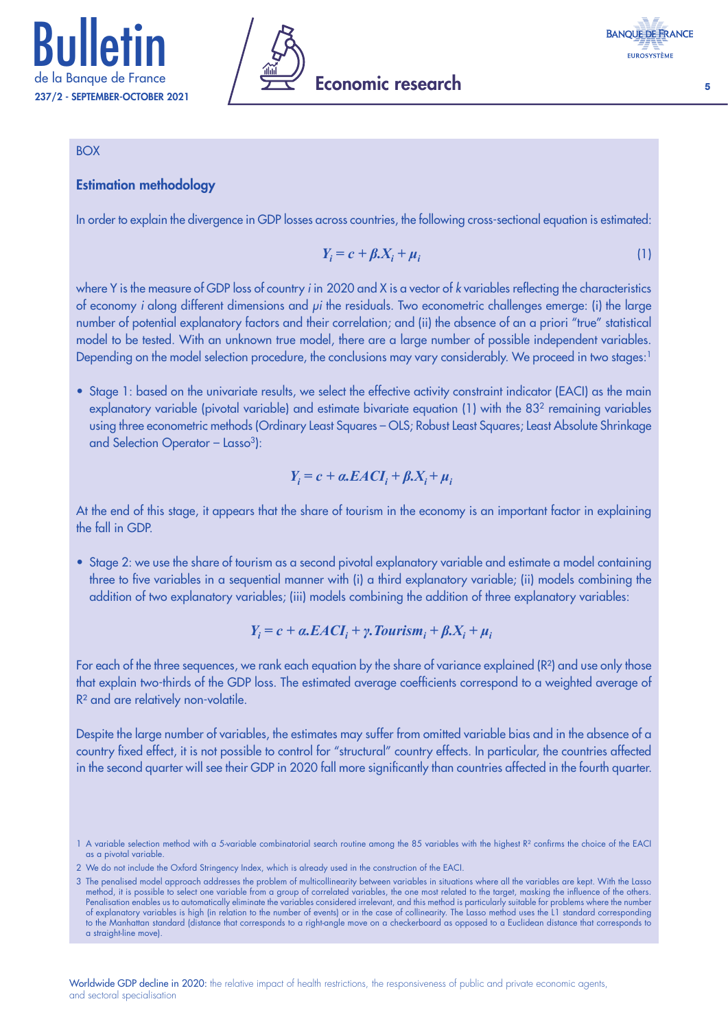BOX

## Estimation methodology

In order to explain the divergence in GDP losses across countries, the following cross-sectional equation is estimated:

$$Y_i = c + \beta.X_i + \mu_i \tag{1}$$

where Y is the measure of GDP loss of country *i* in 2020 and X is a vector of *k* variables reflecting the characteristics of economy *i* along different dimensions and $\mu i$ the residuals. Two econometric challenges emerge: (i) the large number of potential explanatory factors and their correlation; and (ii) the absence of an a priori "true" statistical model to be tested. With an unknown true model, there are a large number of possible independent variables. Depending on the model selection procedure, the conclusions may vary considerably. We proceed in two stages:[1]

- Stage 1: based on the univariate results, we select the effective activity constraint indicator (EACI) as the main explanatory variable (pivotal variable) and estimate bivariate equation (1) with the 83[2] remaining variables using three econometric methods (Ordinary Least Squares – OLS; Robust Least Squares; Least Absolute Shrinkage and Selection Operator – Lasso[3]):

$$Y_i = c + \alpha.EACI_i + \beta.X_i + \mu_i$$

At the end of this stage, it appears that the share of tourism in the economy is an important factor in explaining the fall in GDP.

- Stage 2: we use the share of tourism as a second pivotal explanatory variable and estimate a model containing three to five variables in a sequential manner with (i) a third explanatory variable; (ii) models combining the addition of two explanatory variables; (iii) models combining the addition of three explanatory variables:

$$Y_i = c + \alpha.EACI_i + \gamma.Tourism_i + \beta.X_i + \mu_i$$

For each of the three sequences, we rank each equation by the share of variance explained ($R^2$) and use only those that explain two-thirds of the GDP loss. The estimated average coefficients correspond to a weighted average of $R^2$ and are relatively non-volatile.

Despite the large number of variables, the estimates may suffer from omitted variable bias and in the absence of a country fixed effect, it is not possible to control for "structural" country effects. In particular, the countries affected in the second quarter will see their GDP in 2020 fall more significantly than countries affected in the fourth quarter.

1 A variable selection method with a 5-variable combinatorial search routine among the 85 variables with the highest $R^2$ confirms the choice of the EACI as a pivotal variable.

2 We do not include the Oxford Stringency Index, which is already used in the construction of the EACI.

3 The penalised model approach addresses the problem of multicollinearity between variables in situations where all the variables are kept. With the Lasso method, it is possible to select one variable from a group of correlated variables, the one most related to the target, masking the influence of the others. Penalisation enables us to automatically eliminate the variables considered irrelevant, and this method is particularly suitable for problems where the number of explanatory variables is high (in relation to the number of events) or in the case of collinearity. The Lasso method uses the L1 standard corresponding to the Manhattan standard (distance that corresponds to a right-angle move on a checkerboard as opposed to a Euclidean distance that corresponds to a straight-line move).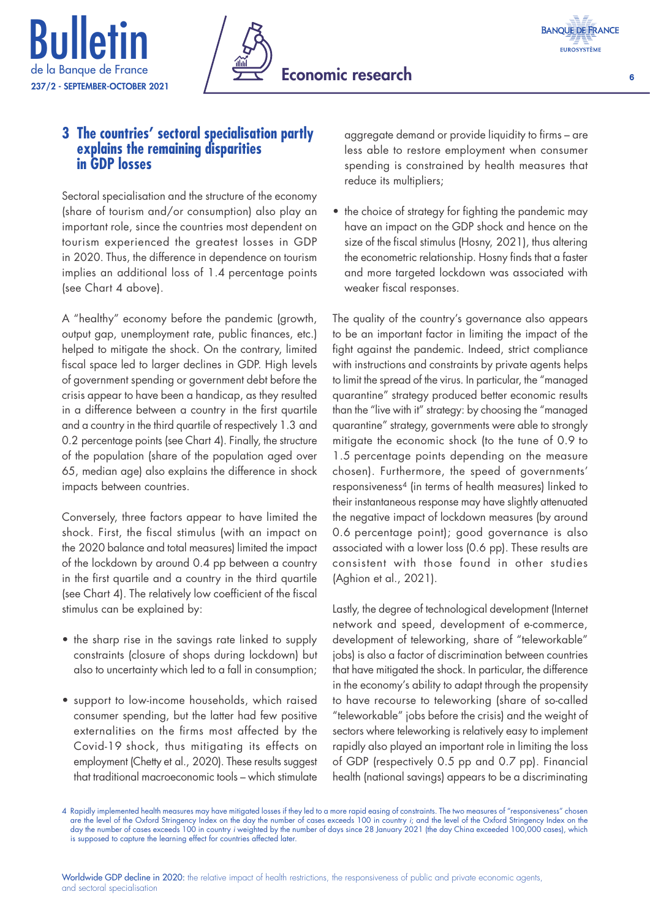## 3 The countries' sectoral specialisation partly explains the remaining disparities in GDP losses

Sectoral specialisation and the structure of the economy (share of tourism and/or consumption) also play an important role, since the countries most dependent on tourism experienced the greatest losses in GDP in 2020. Thus, the difference in dependence on tourism implies an additional loss of 1.4 percentage points (see Chart 4 above).

A "healthy" economy before the pandemic (growth, output gap, unemployment rate, public finances, etc.) helped to mitigate the shock. On the contrary, limited fiscal space led to larger declines in GDP. High levels of government spending or government debt before the crisis appear to have been a handicap, as they resulted in a difference between a country in the first quartile and a country in the third quartile of respectively 1.3 and 0.2 percentage points (see Chart 4). Finally, the structure of the population (share of the population aged over 65, median age) also explains the difference in shock impacts between countries.

Conversely, three factors appear to have limited the shock. First, the fiscal stimulus (with an impact on the 2020 balance and total measures) limited the impact of the lockdown by around 0.4 pp between a country in the first quartile and a country in the third quartile (see Chart 4). The relatively low coefficient of the fiscal stimulus can be explained by:

- the sharp rise in the savings rate linked to supply constraints (closure of shops during lockdown) but also to uncertainty which led to a fall in consumption;
- support to low-income households, which raised consumer spending, but the latter had few positive externalities on the firms most affected by the Covid-19 shock, thus mitigating its effects on employment (Chetty et al., 2020). These results suggest that traditional macroeconomic tools – which stimulate aggregate demand or provide liquidity to firms – are less able to restore employment when consumer spending is constrained by health measures that reduce its multipliers;
- the choice of strategy for fighting the pandemic may have an impact on the GDP shock and hence on the size of the fiscal stimulus (Hosny, 2021), thus altering the econometric relationship. Hosny finds that a faster and more targeted lockdown was associated with weaker fiscal responses.

The quality of the country's governance also appears to be an important factor in limiting the impact of the fight against the pandemic. Indeed, strict compliance with instructions and constraints by private agents helps to limit the spread of the virus. In particular, the "managed quarantine" strategy produced better economic results than the "live with it" strategy: by choosing the "managed quarantine" strategy, governments were able to strongly mitigate the economic shock (to the tune of 0.9 to 1.5 percentage points depending on the measure chosen). Furthermore, the speed of governments' responsiveness[4] (in terms of health measures) linked to their instantaneous response may have slightly attenuated the negative impact of lockdown measures (by around 0.6 percentage point); good governance is also associated with a lower loss (0.6 pp). These results are consistent with those found in other studies (Aghion et al., 2021).

Lastly, the degree of technological development (Internet network and speed, development of e-commerce, development of teleworking, share of "teleworkable" jobs) is also a factor of discrimination between countries that have mitigated the shock. In particular, the difference in the economy's ability to adapt through the propensity to have recourse to teleworking (share of so-called "teleworkable" jobs before the crisis) and the weight of sectors where teleworking is relatively easy to implement rapidly also played an important role in limiting the loss of GDP (respectively 0.5 pp and 0.7 pp). Financial health (national savings) appears to be a discriminating

4 Rapidly implemented health measures may have mitigated losses if they led to a more rapid easing of constraints. The two measures of "responsiveness" chosen are the level of the Oxford Stringency Index on the day the number of cases exceeds 100 in country *i*; and the level of the Oxford Stringency Index on the day the number of cases exceeds 100 in country *i* weighted by the number of days since 28 January 2021 (the day China exceeded 100,000 cases), which is supposed to capture the learning effect for countries affected later.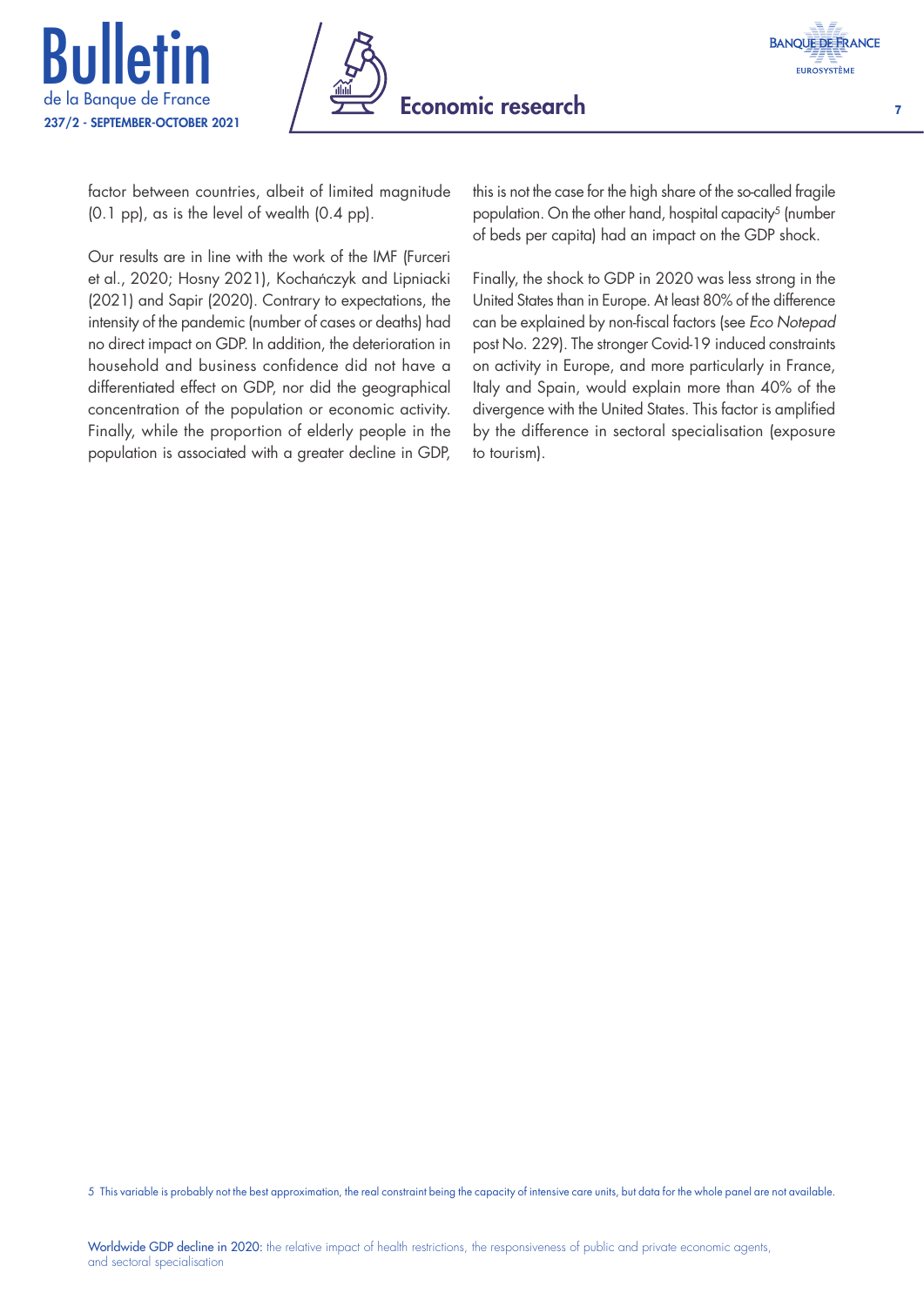factor between countries, albeit of limited magnitude (0.1 pp), as is the level of wealth (0.4 pp).

Our results are in line with the work of the IMF (Furceri et al., 2020; Hosny 2021), Kochańczyk and Lipniacki (2021) and Sapir (2020). Contrary to expectations, the intensity of the pandemic (number of cases or deaths) had no direct impact on GDP. In addition, the deterioration in household and business confidence did not have a differentiated effect on GDP, nor did the geographical concentration of the population or economic activity. Finally, while the proportion of elderly people in the population is associated with a greater decline in GDP, this is not the case for the high share of the so-called fragile population. On the other hand, hospital capacity[5] (number of beds per capita) had an impact on the GDP shock.

Finally, the shock to GDP in 2020 was less strong in the United States than in Europe. At least 80% of the difference can be explained by non-fiscal factors (see *Eco Notepad* post No. 229). The stronger Covid-19 induced constraints on activity in Europe, and more particularly in France, Italy and Spain, would explain more than 40% of the divergence with the United States. This factor is amplified by the difference in sectoral specialisation (exposure to tourism).

5 This variable is probably not the best approximation, the real constraint being the capacity of intensive care units, but data for the whole panel are not available.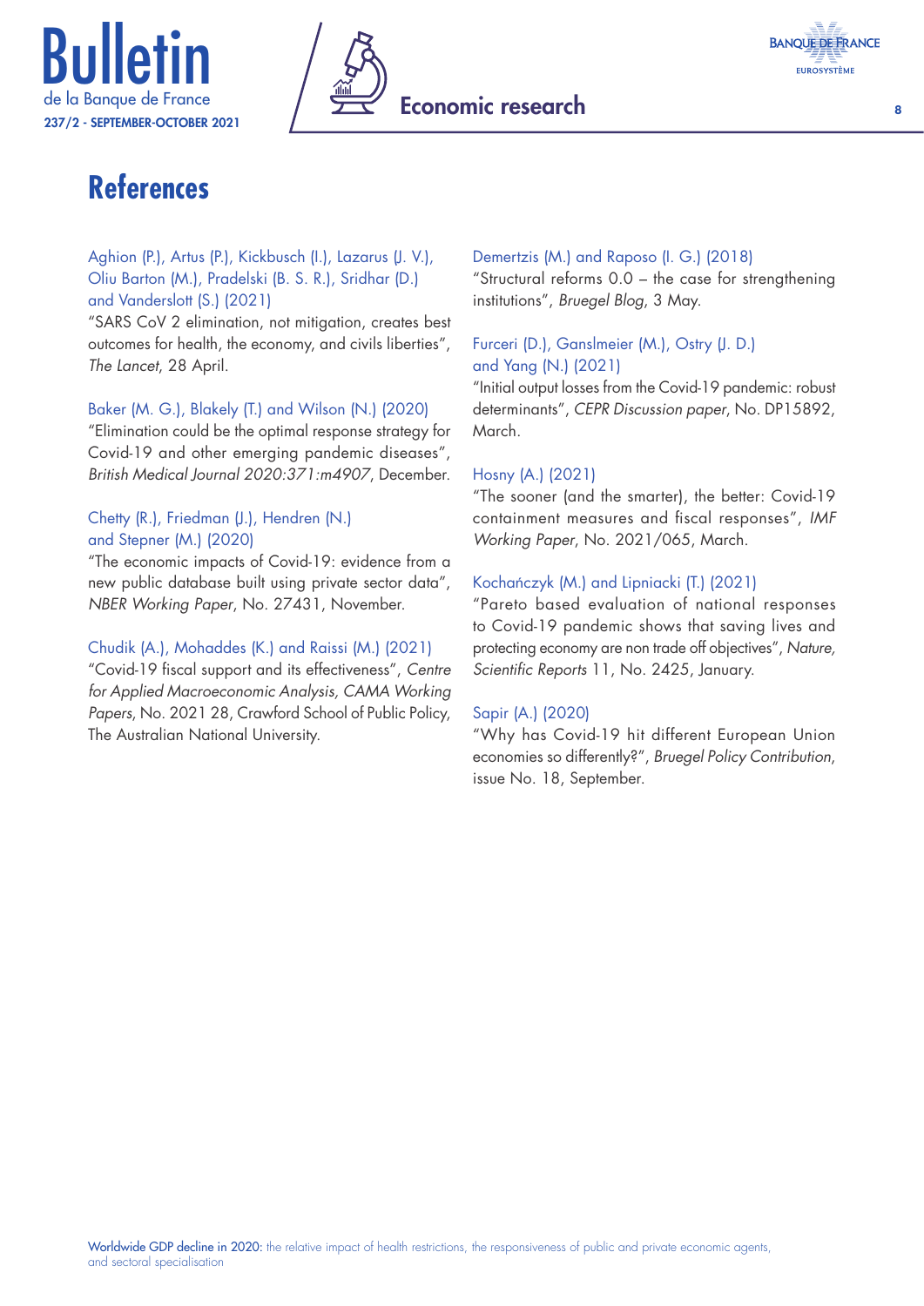# References

Aghion (P.), Artus (P.), Kickbusch (I.), Lazarus (J. V.), Oliu Barton (M.), Pradelski (B. S. R.), Sridhar (D.) and Vanderslott (S.) (2021)
"SARS CoV 2 elimination, not mitigation, creates best outcomes for health, the economy, and civils liberties", *The Lancet*, 28 April.

Baker (M. G.), Blakely (T.) and Wilson (N.) (2020)
"Elimination could be the optimal response strategy for Covid-19 and other emerging pandemic diseases", *British Medical Journal 2020:371:m4907*, December.

Chetty (R.), Friedman (J.), Hendren (N.) and Stepner (M.) (2020)
"The economic impacts of Covid-19: evidence from a new public database built using private sector data", *NBER Working Paper*, No. 27431, November.

Chudik (A.), Mohaddes (K.) and Raissi (M.) (2021)
"Covid-19 fiscal support and its effectiveness", *Centre for Applied Macroeconomic Analysis, CAMA Working Papers*, No. 2021 28, Crawford School of Public Policy, The Australian National University.

Demertzis (M.) and Raposo (I. G.) (2018)
"Structural reforms 0.0 – the case for strengthening institutions", *Bruegel Blog*, 3 May.

Furceri (D.), Ganslmeier (M.), Ostry (J. D.) and Yang (N.) (2021)
"Initial output losses from the Covid-19 pandemic: robust determinants", *CEPR Discussion paper*, No. DP15892, March.

Hosny (A.) (2021)
"The sooner (and the smarter), the better: Covid-19 containment measures and fiscal responses", *IMF Working Paper*, No. 2021/065, March.

Kochańczyk (M.) and Lipniacki (T.) (2021)
"Pareto based evaluation of national responses to Covid-19 pandemic shows that saving lives and protecting economy are non trade off objectives", *Nature, Scientific Reports* 11, No. 2425, January.

Sapir (A.) (2020)
"Why has Covid-19 hit different European Union economies so differently?", *Bruegel Policy Contribution*, issue No. 18, September.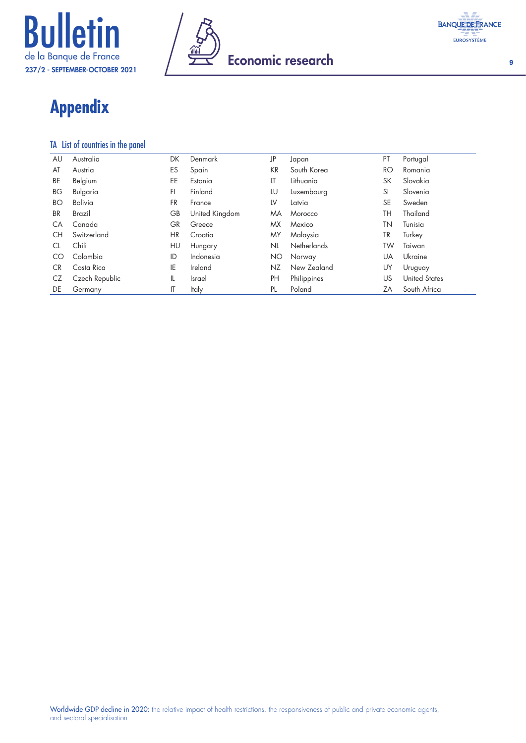# Appendix

TA List of countries in the panel

| | | | | | | | |
|---|---|---|---|---|---|---|---|
| AU | Australia | DK | Denmark | JP | Japan | PT | Portugal |
| AT | Austria | ES | Spain | KR | South Korea | RO | Romania |
| BE | Belgium | EE | Estonia | LT | Lithuania | SK | Slovakia |
| BG | Bulgaria | FI | Finland | LU | Luxembourg | SI | Slovenia |
| BO | Bolivia | FR | France | LV | Latvia | SE | Sweden |
| BR | Brazil | GB | United Kingdom | MA | Morocco | TH | Thailand |
| CA | Canada | GR | Greece | MX | Mexico | TN | Tunisia |
| CH | Switzerland | HR | Croatia | MY | Malaysia | TR | Turkey |
| CL | Chili | HU | Hungary | NL | Netherlands | TW | Taiwan |
| CO | Colombia | ID | Indonesia | NO | Norway | UA | Ukraine |
| CR | Costa Rica | IE | Ireland | NZ | New Zealand | UY | Uruguay |
| CZ | Czech Republic | IL | Israel | PH | Philippines | US | United States |
| DE | Germany | IT | Italy | PL | Poland | ZA | South Africa |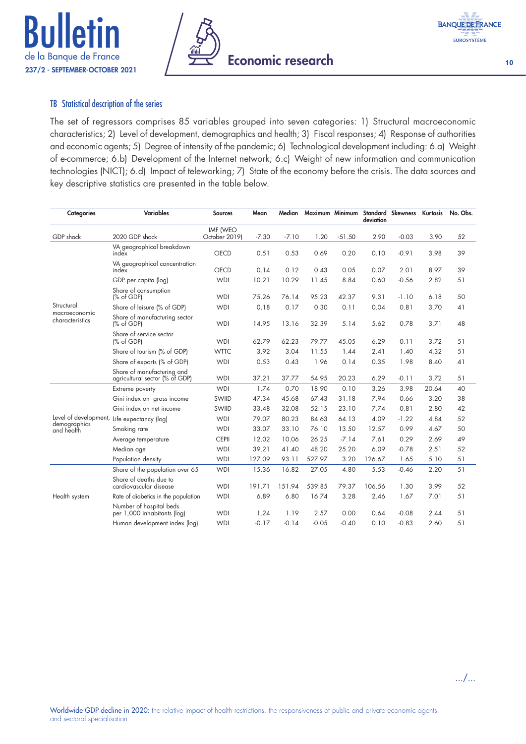## TB Statistical description of the series

The set of regressors comprises 85 variables grouped into seven categories: 1) Structural macroeconomic characteristics; 2) Level of development, demographics and health; 3) Fiscal responses; 4) Response of authorities and economic agents; 5) Degree of intensity of the pandemic; 6) Technological development including: 6.a) Weight of e-commerce; 6.b) Development of the Internet network; 6.c) Weight of new information and communication technologies (NICT); 6.d) Impact of teleworking; 7) State of the economy before the crisis. The data sources and key descriptive statistics are presented in the table below.

| Categories | Variables | Sources | Mean | Median | Maximum | Minimum | Standard deviation | Skewness | Kurtosis | No. Obs. |
|---|---|---|---|---|---|---|---|---|---|---|
| GDP shock | 2020 GDP shock | IMF (WEO October 2019) | -7.30 | -7.10 | 1.20 | -51.50 | 2.90 | -0.03 | 3.90 | 52 |
| Structural macroeconomic characteristics | VA geographical breakdown index | OECD | 0.51 | 0.53 | 0.69 | 0.20 | 0.10 | -0.91 | 3.98 | 39 |
| | VA geographical concentration index | OECD | 0.14 | 0.12 | 0.43 | 0.05 | 0.07 | 2.01 | 8.97 | 39 |
| | GDP per capita (log) | WDI | 10.21 | 10.29 | 11.45 | 8.84 | 0.60 | -0.56 | 2.82 | 51 |
| | Share of consumption (% of GDP) | WDI | 75.26 | 76.14 | 95.23 | 42.37 | 9.31 | -1.10 | 6.18 | 50 |
| | Share of leisure (% of GDP) | WDI | 0.18 | 0.17 | 0.30 | 0.11 | 0.04 | 0.81 | 3.70 | 41 |
| | Share of manufacturing sector (% of GDP) | WDI | 14.95 | 13.16 | 32.39 | 5.14 | 5.62 | 0.78 | 3.71 | 48 |
| | Share of service sector (% of GDP) | WDI | 62.79 | 62.23 | 79.77 | 45.05 | 6.29 | 0.11 | 3.72 | 51 |
| | Share of tourism (% of GDP) | WTTC | 3.92 | 3.04 | 11.55 | 1.44 | 2.41 | 1.40 | 4.32 | 51 |
| | Share of exports (% of GDP) | WDI | 0.53 | 0.43 | 1.96 | 0.14 | 0.35 | 1.98 | 8.40 | 41 |
| | Share of manufacturing and agricultural sector (% of GDP) | WDI | 37.21 | 37.77 | 54.95 | 20.23 | 6.29 | -0.11 | 3.72 | 51 |
| Level of development, demographics and health | Extreme poverty | WDI | 1.74 | 0.70 | 18.90 | 0.10 | 3.26 | 3.98 | 20.64 | 40 |
| | Gini index on gross income | SWIID | 47.34 | 45.68 | 67.43 | 31.18 | 7.94 | 0.66 | 3.20 | 38 |
| | Gini index on net income | SWIID | 33.48 | 32.08 | 52.15 | 23.10 | 7.74 | 0.81 | 2.80 | 42 |
| | Life expectancy (log) | WDI | 79.07 | 80.23 | 84.63 | 64.13 | 4.09 | -1.22 | 4.84 | 52 |
| | Smoking rate | WDI | 33.07 | 33.10 | 76.10 | 13.50 | 12.57 | 0.99 | 4.67 | 50 |
| | Average temperature | CEPII | 12.02 | 10.06 | 26.25 | -7.14 | 7.61 | 0.29 | 2.69 | 49 |
| | Median age | WDI | 39.21 | 41.40 | 48.20 | 25.20 | 6.09 | -0.78 | 2.51 | 52 |
| | Population density | WDI | 127.09 | 93.11 | 527.97 | 3.20 | 126.67 | 1.65 | 5.10 | 51 |
| Health system | Share of the population over 65 | WDI | 15.36 | 16.82 | 27.05 | 4.80 | 5.53 | -0.46 | 2.20 | 51 |
| | Share of deaths due to cardiovascular disease | WDI | 191.71 | 151.94 | 539.85 | 79.37 | 106.56 | 1.30 | 3.99 | 52 |
| | Rate of diabetics in the population | WDI | 6.89 | 6.80 | 16.74 | 3.28 | 2.46 | 1.67 | 7.01 | 51 |
| | Number of hospital beds per 1,000 inhabitants (log) | WDI | 1.24 | 1.19 | 2.57 | 0.00 | 0.64 | -0.08 | 2.44 | 51 |
| | Human development index (log) | WDI | -0.17 | -0.14 | -0.05 | -0.40 | 0.10 | -0.83 | 2.60 | 51 |

.../...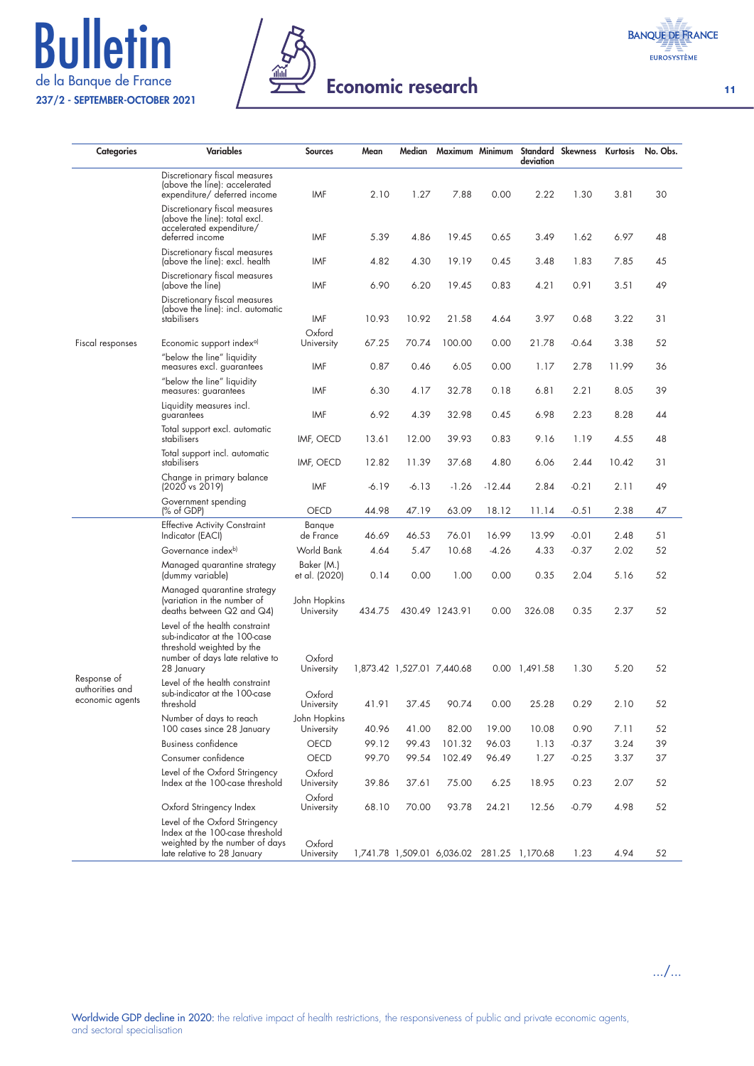| Categories | Variables | Sources | Mean | Median | Maximum | Minimum | Standard deviation | Skewness | Kurtosis | No. Obs. |
|---|---|---|---|---|---|---|---|---|---|---|
| Fiscal responses | Discretionary fiscal measures (above the line): accelerated expenditure/ deferred income | IMF | 2.10 | 1.27 | 7.88 | 0.00 | 2.22 | 1.30 | 3.81 | 30 |
| | Discretionary fiscal measures (above the line): total excl. accelerated expenditure/ deferred income | IMF | 5.39 | 4.86 | 19.45 | 0.65 | 3.49 | 1.62 | 6.97 | 48 |
| | Discretionary fiscal measures (above the line): excl. health | IMF | 4.82 | 4.30 | 19.19 | 0.45 | 3.48 | 1.83 | 7.85 | 45 |
| | Discretionary fiscal measures (above the line) | IMF | 6.90 | 6.20 | 19.45 | 0.83 | 4.21 | 0.91 | 3.51 | 49 |
| | Discretionary fiscal measures (above the line): incl. automatic stabilisers | IMF | 10.93 | 10.92 | 21.58 | 4.64 | 3.97 | 0.68 | 3.22 | 31 |
| | Economic support index[a] | Oxford University | 67.25 | 70.74 | 100.00 | 0.00 | 21.78 | -0.64 | 3.38 | 52 |
| | "below the line" liquidity measures excl. guarantees | IMF | 0.87 | 0.46 | 6.05 | 0.00 | 1.17 | 2.78 | 11.99 | 36 |
| | "below the line" liquidity measures: guarantees | IMF | 6.30 | 4.17 | 32.78 | 0.18 | 6.81 | 2.21 | 8.05 | 39 |
| | Liquidity measures incl. guarantees | IMF | 6.92 | 4.39 | 32.98 | 0.45 | 6.98 | 2.23 | 8.28 | 44 |
| | Total support excl. automatic stabilisers | IMF, OECD | 13.61 | 12.00 | 39.93 | 0.83 | 9.16 | 1.19 | 4.55 | 48 |
| | Total support incl. automatic stabilisers | IMF, OECD | 12.82 | 11.39 | 37.68 | 4.80 | 6.06 | 2.44 | 10.42 | 31 |
| | Change in primary balance (2020 vs 2019) | IMF | -6.19 | -6.13 | -1.26 | -12.44 | 2.84 | -0.21 | 2.11 | 49 |
| | Government spending (% of GDP) | OECD | 44.98 | 47.19 | 63.09 | 18.12 | 11.14 | -0.51 | 2.38 | 47 |
| Response of authorities and economic agents | Effective Activity Constraint Indicator (EACI) | Banque de France | 46.69 | 46.53 | 76.01 | 16.99 | 13.99 | -0.01 | 2.48 | 51 |
| | Governance index[b] | World Bank | 4.64 | 5.47 | 10.68 | -4.26 | 4.33 | -0.37 | 2.02 | 52 |
| | Managed quarantine strategy (dummy variable) | Baker (M.) et al. (2020) | 0.14 | 0.00 | 1.00 | 0.00 | 0.35 | 2.04 | 5.16 | 52 |
| | Managed quarantine strategy (variation in the number of deaths between Q2 and Q4) | John Hopkins University | 434.75 | 430.49 | 1243.91 | 0.00 | 326.08 | 0.35 | 2.37 | 52 |
| | Level of the health constraint sub-indicator at the 100-case threshold weighted by the number of days late relative to 28 January | Oxford University | 1,873.42 | 1,527.01 | 7,440.68 | 0.00 | 1,491.58 | 1.30 | 5.20 | 52 |
| | Level of the health constraint sub-indicator at the 100-case threshold | Oxford University | 41.91 | 37.45 | 90.74 | 0.00 | 25.28 | 0.29 | 2.10 | 52 |
| | Number of days to reach 100 cases since 28 January | John Hopkins University | 40.96 | 41.00 | 82.00 | 19.00 | 10.08 | 0.90 | 7.11 | 52 |
| | Business confidence | OECD | 99.12 | 99.43 | 101.32 | 96.03 | 1.13 | -0.37 | 3.24 | 39 |
| | Consumer confidence | OECD | 99.70 | 99.54 | 102.49 | 96.49 | 1.27 | -0.25 | 3.37 | 37 |
| | Level of the Oxford Stringency Index at the 100-case threshold | Oxford University | 39.86 | 37.61 | 75.00 | 6.25 | 18.95 | 0.23 | 2.07 | 52 |
| | Oxford Stringency Index | Oxford University | 68.10 | 70.00 | 93.78 | 24.21 | 12.56 | -0.79 | 4.98 | 52 |
| | Level of the Oxford Stringency Index at the 100-case threshold weighted by the number of days late relative to 28 January | Oxford University | 1,741.78 | 1,509.01 | 6,036.02 | 281.25 | 1,170.68 | 1.23 | 4.94 | 52 |

…/…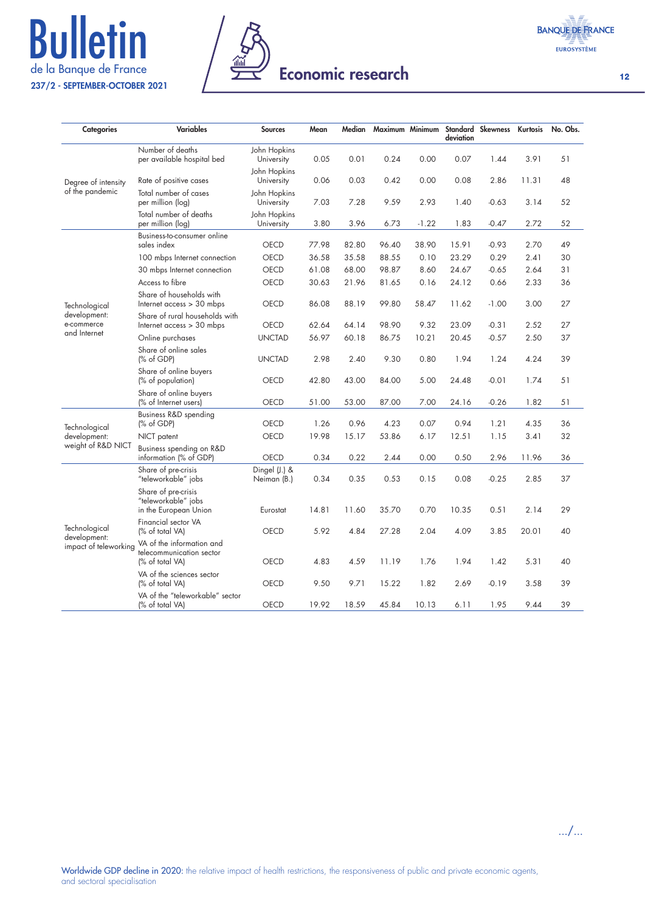| Categories | Variables | Sources | Mean | Median | Maximum | Minimum | Standard deviation | Skewness | Kurtosis | No. Obs. |
|---|---|---|---|---|---|---|---|---|---|---|
| Degree of intensity of the pandemic | Number of deaths per available hospital bed | John Hopkins University | 0.05 | 0.01 | 0.24 | 0.00 | 0.07 | 1.44 | 3.91 | 51 |
| | Rate of positive cases | John Hopkins University | 0.06 | 0.03 | 0.42 | 0.00 | 0.08 | 2.86 | 11.31 | 48 |
| | Total number of cases per million (log) | John Hopkins University | 7.03 | 7.28 | 9.59 | 2.93 | 1.40 | -0.63 | 3.14 | 52 |
| | Total number of deaths per million (log) | John Hopkins University | 3.80 | 3.96 | 6.73 | -1.22 | 1.83 | -0.47 | 2.72 | 52 |
| Technological development: e-commerce and Internet | Business-to-consumer online sales index | OECD | 77.98 | 82.80 | 96.40 | 38.90 | 15.91 | -0.93 | 2.70 | 49 |
| | 100 mbps Internet connection | OECD | 36.58 | 35.58 | 88.55 | 0.10 | 23.29 | 0.29 | 2.41 | 30 |
| | 30 mbps Internet connection | OECD | 61.08 | 68.00 | 98.87 | 8.60 | 24.67 | -0.65 | 2.64 | 31 |
| | Access to fibre | OECD | 30.63 | 21.96 | 81.65 | 0.16 | 24.12 | 0.66 | 2.33 | 36 |
| | Share of households with Internet access > 30 mbps | OECD | 86.08 | 88.19 | 99.80 | 58.47 | 11.62 | -1.00 | 3.00 | 27 |
| | Share of rural households with Internet access > 30 mbps | OECD | 62.64 | 64.14 | 98.90 | 9.32 | 23.09 | -0.31 | 2.52 | 27 |
| | Online purchases | UNCTAD | 56.97 | 60.18 | 86.75 | 10.21 | 20.45 | -0.57 | 2.50 | 37 |
| | Share of online sales (% of GDP) | UNCTAD | 2.98 | 2.40 | 9.30 | 0.80 | 1.94 | 1.24 | 4.24 | 39 |
| | Share of online buyers (% of population) | OECD | 42.80 | 43.00 | 84.00 | 5.00 | 24.48 | -0.01 | 1.74 | 51 |
| | Share of online buyers (% of Internet users) | OECD | 51.00 | 53.00 | 87.00 | 7.00 | 24.16 | -0.26 | 1.82 | 51 |
| Technological development: weight of R&D NICT | Business R&D spending (% of GDP) | OECD | 1.26 | 0.96 | 4.23 | 0.07 | 0.94 | 1.21 | 4.35 | 36 |
| | NICT patent | OECD | 19.98 | 15.17 | 53.86 | 6.17 | 12.51 | 1.15 | 3.41 | 32 |
| | Business spending on R&D information (% of GDP) | OECD | 0.34 | 0.22 | 2.44 | 0.00 | 0.50 | 2.96 | 11.96 | 36 |
| Technological development: impact of teleworking | Share of pre-crisis "teleworkable" jobs | Dingel (J.) & Neiman (B.) | 0.34 | 0.35 | 0.53 | 0.15 | 0.08 | -0.25 | 2.85 | 37 |
| | Share of pre-crisis "teleworkable" jobs in the European Union | Eurostat | 14.81 | 11.60 | 35.70 | 0.70 | 10.35 | 0.51 | 2.14 | 29 |
| | Financial sector VA (% of total VA) | OECD | 5.92 | 4.84 | 27.28 | 2.04 | 4.09 | 3.85 | 20.01 | 40 |
| | VA of the information and telecommunication sector (% of total VA) | OECD | 4.83 | 4.59 | 11.19 | 1.76 | 1.94 | 1.42 | 5.31 | 40 |
| | VA of the sciences sector (% of total VA) | OECD | 9.50 | 9.71 | 15.22 | 1.82 | 2.69 | -0.19 | 3.58 | 39 |
| | VA of the "teleworkable" sector (% of total VA) | OECD | 19.92 | 18.59 | 45.84 | 10.13 | 6.11 | 1.95 | 9.44 | 39 |

…/…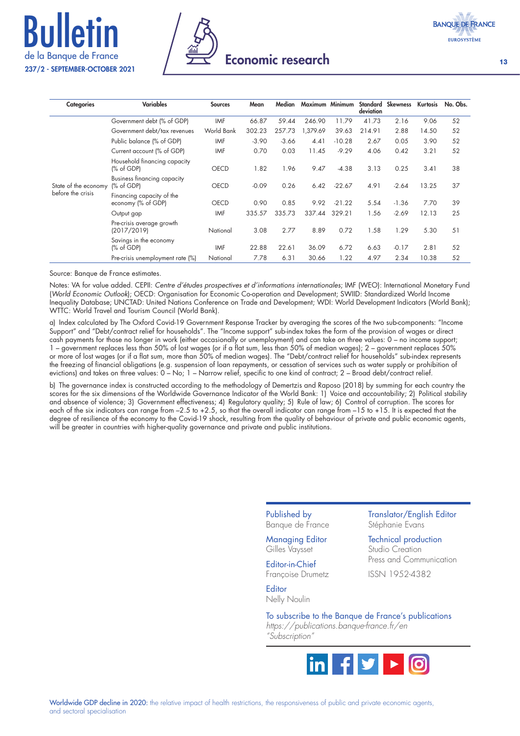| Categories | Variables | Sources | Mean | Median | Maximum | Minimum | Standard deviation | Skewness | Kurtosis | No. Obs. |
|---|---|---|---|---|---|---|---|---|---|---|
| State of the economy before the crisis | Government debt (% of GDP) | IMF | 66.87 | 59.44 | 246.90 | 11.79 | 41.73 | 2.16 | 9.06 | 52 |
| | Government debt/tax revenues | World Bank | 302.23 | 257.73 | 1,379.69 | 39.63 | 214.91 | 2.88 | 14.50 | 52 |
| | Public balance (% of GDP) | IMF | -3.90 | -3.66 | 4.41 | -10.28 | 2.67 | 0.05 | 3.90 | 52 |
| | Current account (% of GDP) | IMF | 0.70 | 0.03 | 11.45 | -9.29 | 4.06 | 0.42 | 3.21 | 52 |
| | Household financing capacity (% of GDP) | OECD | 1.82 | 1.96 | 9.47 | -4.38 | 3.13 | 0.25 | 3.41 | 38 |
| | Business financing capacity (% of GDP) | OECD | -0.09 | 0.26 | 6.42 | -22.67 | 4.91 | -2.64 | 13.25 | 37 |
| | Financing capacity of the economy (% of GDP) | OECD | 0.90 | 0.85 | 9.92 | -21.22 | 5.54 | -1.36 | 7.70 | 39 |
| | Output gap | IMF | 335.57 | 335.73 | 337.44 | 329.21 | 1.56 | -2.69 | 12.13 | 25 |
| | Pre-crisis average growth (2017/2019) | National | 3.08 | 2.77 | 8.89 | 0.72 | 1.58 | 1.29 | 5.30 | 51 |
| | Savings in the economy (% of GDP) | IMF | 22.88 | 22.61 | 36.09 | 6.72 | 6.63 | -0.17 | 2.81 | 52 |
| | Pre-crisis unemployment rate (%) | National | 7.78 | 6.31 | 30.66 | 1.22 | 4.97 | 2.34 | 10.38 | 52 |

Source: Banque de France estimates.

Notes: VA for value added. CEPII: *Centre d'études prospectives et d'informations internationales*; IMF (WEO): International Monetary Fund (*World Economic Outlook*); OECD: Organisation for Economic Co-operation and Development; SWIID: Standardized World Income Inequality Database; UNCTAD: United Nations Conference on Trade and Development; WDI: World Development Indicators (World Bank); WTTC: World Travel and Tourism Council (World Bank).

a) Index calculated by The Oxford Covid-19 Government Response Tracker by averaging the scores of the two sub-components: "Income Support" and "Debt/contract relief for households". The "Income support" sub-index takes the form of the provision of wages or direct cash payments for those no longer in work (either occasionally or unemployment) and can take on three values: 0 – no income support; 1 – government replaces less than 50% of lost wages (or if a flat sum, less than 50% of median wages); 2 – government replaces 50% or more of lost wages (or if a flat sum, more than 50% of median wages). The "Debt/contract relief for households" sub-index represents the freezing of financial obligations (e.g. suspension of loan repayments, or cessation of services such as water supply or prohibition of evictions) and takes on three values: 0 – No; 1 – Narrow relief, specific to one kind of contract; 2 – Broad debt/contract relief.

b) The governance index is constructed according to the methodology of Demertzis and Raposo (2018) by summing for each country the scores for the six dimensions of the Worldwide Governance Indicator of the World Bank: 1) Voice and accountability; 2) Political stability and absence of violence; 3) Government effectiveness; 4) Regulatory quality; 5) Rule of law; 6) Control of corruption. The scores for each of the six indicators can range from –2.5 to +2.5, so that the overall indicator can range from –15 to +15. It is expected that the degree of resilience of the economy to the Covid-19 shock, resulting from the quality of behaviour of private and public economic agents, will be greater in countries with higher-quality governance and private and public institutions.

Published by
Banque de France

Managing Editor
Gilles Vaysset

Editor-in-Chief
Françoise Drumetz

Editor
Nelly Noulin

Translator/English Editor
Stéphanie Evans

Technical production
Studio Creation
Press and Communication

ISSN 1952-4382

To subscribe to the Banque de France's publications
*https://publications.banque-france.fr/en*
*"Subscription"*